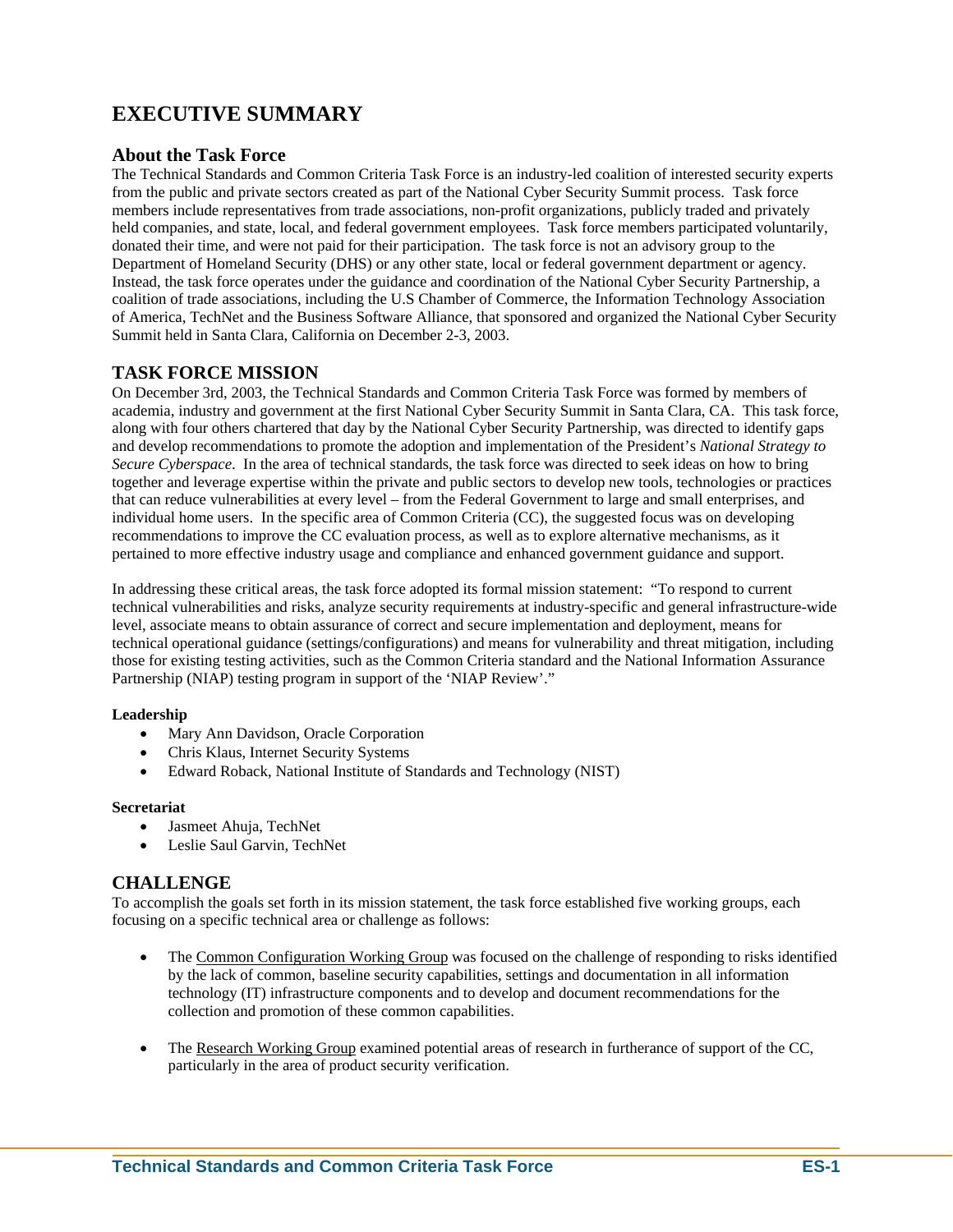# EXECUTIVE SUMMARY

## About the Task Force

The Technical Standards and Common Criteria Task Force is an industry-led coalition of interested security experts from the public and private sectors created as part of the National Cyber Security Summit process. Task force members include representatives from trade associations, non-profit organizations, publicly traded and privately held companies, and state, local, and federal government employees. Task force members participated voluntarily, donated their time, and were not paid for their participation. The task force is not an advisory group to the Department of Homeland Security (DHS) or any other state, local or federal government department or agency. Instead, the task force operates under the guidance and coordination of the National Cyber Security Partnership, a coalition of trade associations, including the U.S Chamber of Commerce, the Information Technology Association of America, TechNet and the Business Software Alliance, that sponsored and organized the National Cyber Security Summit held in Santa Clara, California on December 2-3, 2003.

## TASK FORCE MISSION

On December 3rd, 2003, the Technical Standards and Common Criteria Task Force was formed by members of academia, industry and government at the first National Cyber Security Summit in Santa Clara, CA. This task force, along with four others chartered that day by the National Cyber Security Partnership, was directed to identify gaps and develop recommendations to promote the adoption and implementation of the President's *National Strategy to Secure Cyberspace*. In the area of technical standards, the task force was directed to seek ideas on how to bring together and leverage expertise within the private and public sectors to develop new tools, technologies or practices that can reduce vulnerabilities at every level – from the Federal Government to large and small enterprises, and individual home users. In the specific area of Common Criteria (CC), the suggested focus was on developing recommendations to improve the CC evaluation process, as well as to explore alternative mechanisms, as it pertained to more effective industry usage and compliance and enhanced government guidance and support.

In addressing these critical areas, the task force adopted its formal mission statement: "To respond to current technical vulnerabilities and risks, analyze security requirements at industry-specific and general infrastructure-wide level, associate means to obtain assurance of correct and secure implementation and deployment, means for technical operational guidance (settings/configurations) and means for vulnerability and threat mitigation, including those for existing testing activities, such as the Common Criteria standard and the National Information Assurance Partnership (NIAP) testing program in support of the 'NIAP Review'."

**Leadership**

- Mary Ann Davidson, Oracle Corporation
- Chris Klaus, Internet Security Systems
- Edward Roback, National Institute of Standards and Technology (NIST)

**Secretariat**

- Jasmeet Ahuja, TechNet
- Leslie Saul Garvin, TechNet

## CHALLENGE

To accomplish the goals set forth in its mission statement, the task force established five working groups, each focusing on a specific technical area or challenge as follows:

- The Common Configuration Working Group was focused on the challenge of responding to risks identified by the lack of common, baseline security capabilities, settings and documentation in all information technology (IT) infrastructure components and to develop and document recommendations for the collection and promotion of these common capabilities.

- The Research Working Group examined potential areas of research in furtherance of support of the CC, particularly in the area of product security verification.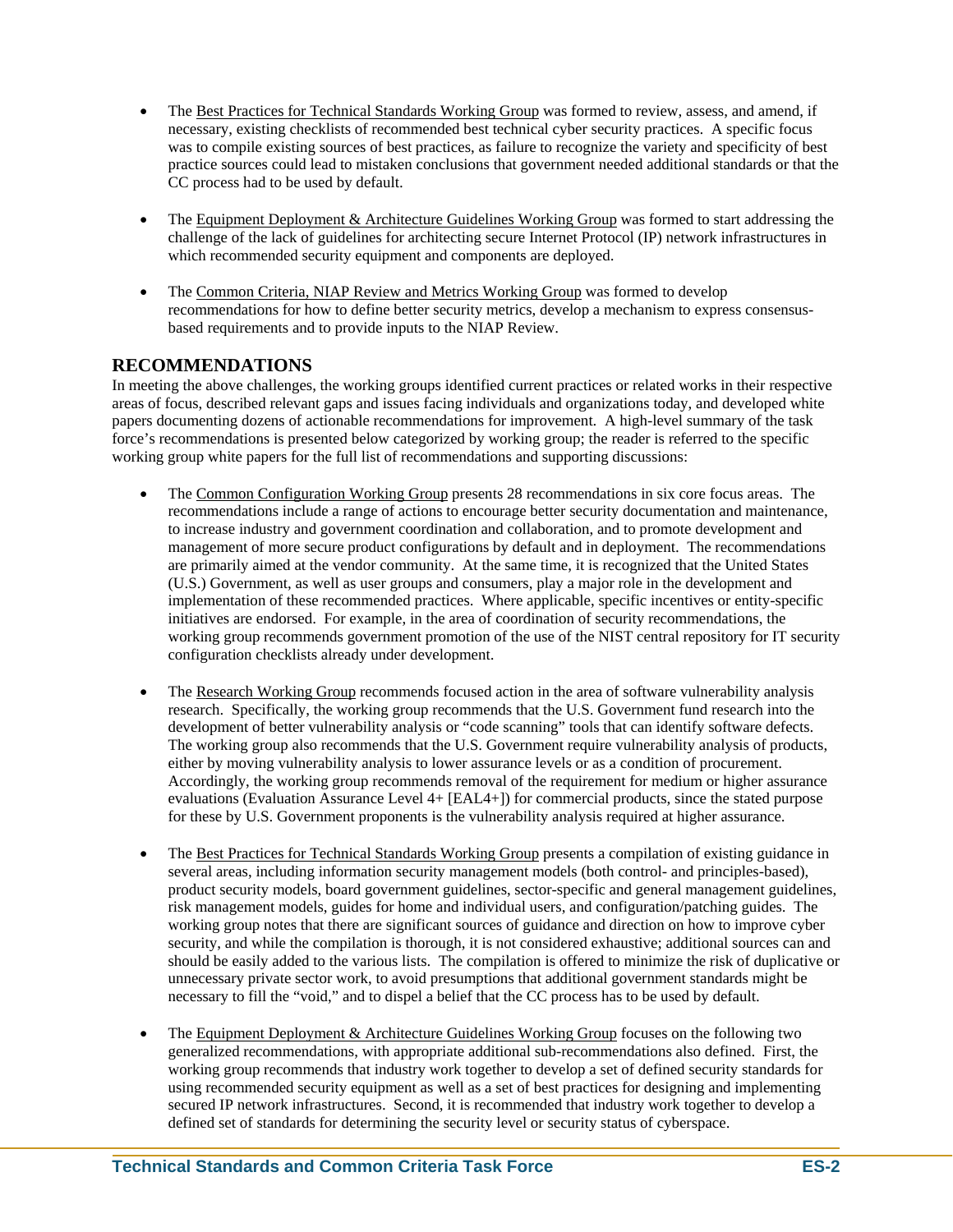- The Best Practices for Technical Standards Working Group was formed to review, assess, and amend, if necessary, existing checklists of recommended best technical cyber security practices. A specific focus was to compile existing sources of best practices, as failure to recognize the variety and specificity of best practice sources could lead to mistaken conclusions that government needed additional standards or that the CC process had to be used by default.

- The Equipment Deployment & Architecture Guidelines Working Group was formed to start addressing the challenge of the lack of guidelines for architecting secure Internet Protocol (IP) network infrastructures in which recommended security equipment and components are deployed.

- The Common Criteria, NIAP Review and Metrics Working Group was formed to develop recommendations for how to define better security metrics, develop a mechanism to express consensus-based requirements and to provide inputs to the NIAP Review.

## RECOMMENDATIONS

In meeting the above challenges, the working groups identified current practices or related works in their respective areas of focus, described relevant gaps and issues facing individuals and organizations today, and developed white papers documenting dozens of actionable recommendations for improvement. A high-level summary of the task force's recommendations is presented below categorized by working group; the reader is referred to the specific working group white papers for the full list of recommendations and supporting discussions:

- The Common Configuration Working Group presents 28 recommendations in six core focus areas. The recommendations include a range of actions to encourage better security documentation and maintenance, to increase industry and government coordination and collaboration, and to promote development and management of more secure product configurations by default and in deployment. The recommendations are primarily aimed at the vendor community. At the same time, it is recognized that the United States (U.S.) Government, as well as user groups and consumers, play a major role in the development and implementation of these recommended practices. Where applicable, specific incentives or entity-specific initiatives are endorsed. For example, in the area of coordination of security recommendations, the working group recommends government promotion of the use of the NIST central repository for IT security configuration checklists already under development.

- The Research Working Group recommends focused action in the area of software vulnerability analysis research. Specifically, the working group recommends that the U.S. Government fund research into the development of better vulnerability analysis or "code scanning" tools that can identify software defects. The working group also recommends that the U.S. Government require vulnerability analysis of products, either by moving vulnerability analysis to lower assurance levels or as a condition of procurement. Accordingly, the working group recommends removal of the requirement for medium or higher assurance evaluations (Evaluation Assurance Level 4+ [EAL4+]) for commercial products, since the stated purpose for these by U.S. Government proponents is the vulnerability analysis required at higher assurance.

- The Best Practices for Technical Standards Working Group presents a compilation of existing guidance in several areas, including information security management models (both control- and principles-based), product security models, board government guidelines, sector-specific and general management guidelines, risk management models, guides for home and individual users, and configuration/patching guides. The working group notes that there are significant sources of guidance and direction on how to improve cyber security, and while the compilation is thorough, it is not considered exhaustive; additional sources can and should be easily added to the various lists. The compilation is offered to minimize the risk of duplicative or unnecessary private sector work, to avoid presumptions that additional government standards might be necessary to fill the "void," and to dispel a belief that the CC process has to be used by default.

- The Equipment Deployment & Architecture Guidelines Working Group focuses on the following two generalized recommendations, with appropriate additional sub-recommendations also defined. First, the working group recommends that industry work together to develop a set of defined security standards for using recommended security equipment as well as a set of best practices for designing and implementing secured IP network infrastructures. Second, it is recommended that industry work together to develop a defined set of standards for determining the security level or security status of cyberspace.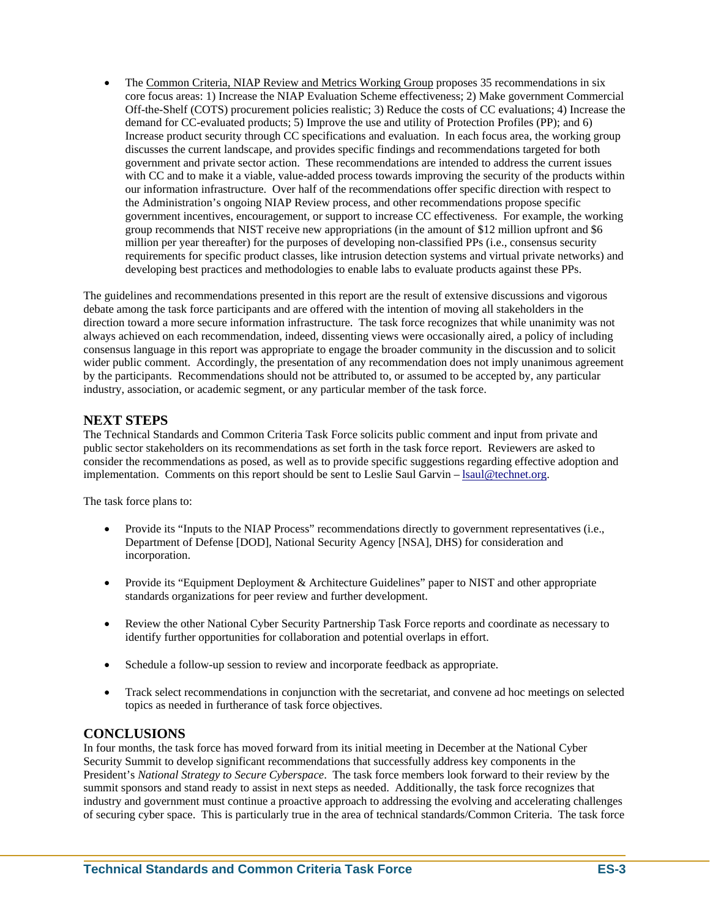- The Common Criteria, NIAP Review and Metrics Working Group proposes 35 recommendations in six core focus areas: 1) Increase the NIAP Evaluation Scheme effectiveness; 2) Make government Commercial Off-the-Shelf (COTS) procurement policies realistic; 3) Reduce the costs of CC evaluations; 4) Increase the demand for CC-evaluated products; 5) Improve the use and utility of Protection Profiles (PP); and 6) Increase product security through CC specifications and evaluation. In each focus area, the working group discusses the current landscape, and provides specific findings and recommendations targeted for both government and private sector action. These recommendations are intended to address the current issues with CC and to make it a viable, value-added process towards improving the security of the products within our information infrastructure. Over half of the recommendations offer specific direction with respect to the Administration's ongoing NIAP Review process, and other recommendations propose specific government incentives, encouragement, or support to increase CC effectiveness. For example, the working group recommends that NIST receive new appropriations (in the amount of $12 million upfront and $6 million per year thereafter) for the purposes of developing non-classified PPs (i.e., consensus security requirements for specific product classes, like intrusion detection systems and virtual private networks) and developing best practices and methodologies to enable labs to evaluate products against these PPs.

The guidelines and recommendations presented in this report are the result of extensive discussions and vigorous debate among the task force participants and are offered with the intention of moving all stakeholders in the direction toward a more secure information infrastructure. The task force recognizes that while unanimity was not always achieved on each recommendation, indeed, dissenting views were occasionally aired, a policy of including consensus language in this report was appropriate to engage the broader community in the discussion and to solicit wider public comment. Accordingly, the presentation of any recommendation does not imply unanimous agreement by the participants. Recommendations should not be attributed to, or assumed to be accepted by, any particular industry, association, or academic segment, or any particular member of the task force.

## NEXT STEPS

The Technical Standards and Common Criteria Task Force solicits public comment and input from private and public sector stakeholders on its recommendations as set forth in the task force report. Reviewers are asked to consider the recommendations as posed, as well as to provide specific suggestions regarding effective adoption and implementation. Comments on this report should be sent to Leslie Saul Garvin – lsaul@technet.org.

The task force plans to:

- Provide its "Inputs to the NIAP Process" recommendations directly to government representatives (i.e., Department of Defense [DOD], National Security Agency [NSA], DHS) for consideration and incorporation.
- Provide its "Equipment Deployment & Architecture Guidelines" paper to NIST and other appropriate standards organizations for peer review and further development.
- Review the other National Cyber Security Partnership Task Force reports and coordinate as necessary to identify further opportunities for collaboration and potential overlaps in effort.
- Schedule a follow-up session to review and incorporate feedback as appropriate.
- Track select recommendations in conjunction with the secretariat, and convene ad hoc meetings on selected topics as needed in furtherance of task force objectives.

## CONCLUSIONS

In four months, the task force has moved forward from its initial meeting in December at the National Cyber Security Summit to develop significant recommendations that successfully address key components in the President's *National Strategy to Secure Cyberspace*. The task force members look forward to their review by the summit sponsors and stand ready to assist in next steps as needed. Additionally, the task force recognizes that industry and government must continue a proactive approach to addressing the evolving and accelerating challenges of securing cyber space. This is particularly true in the area of technical standards/Common Criteria. The task force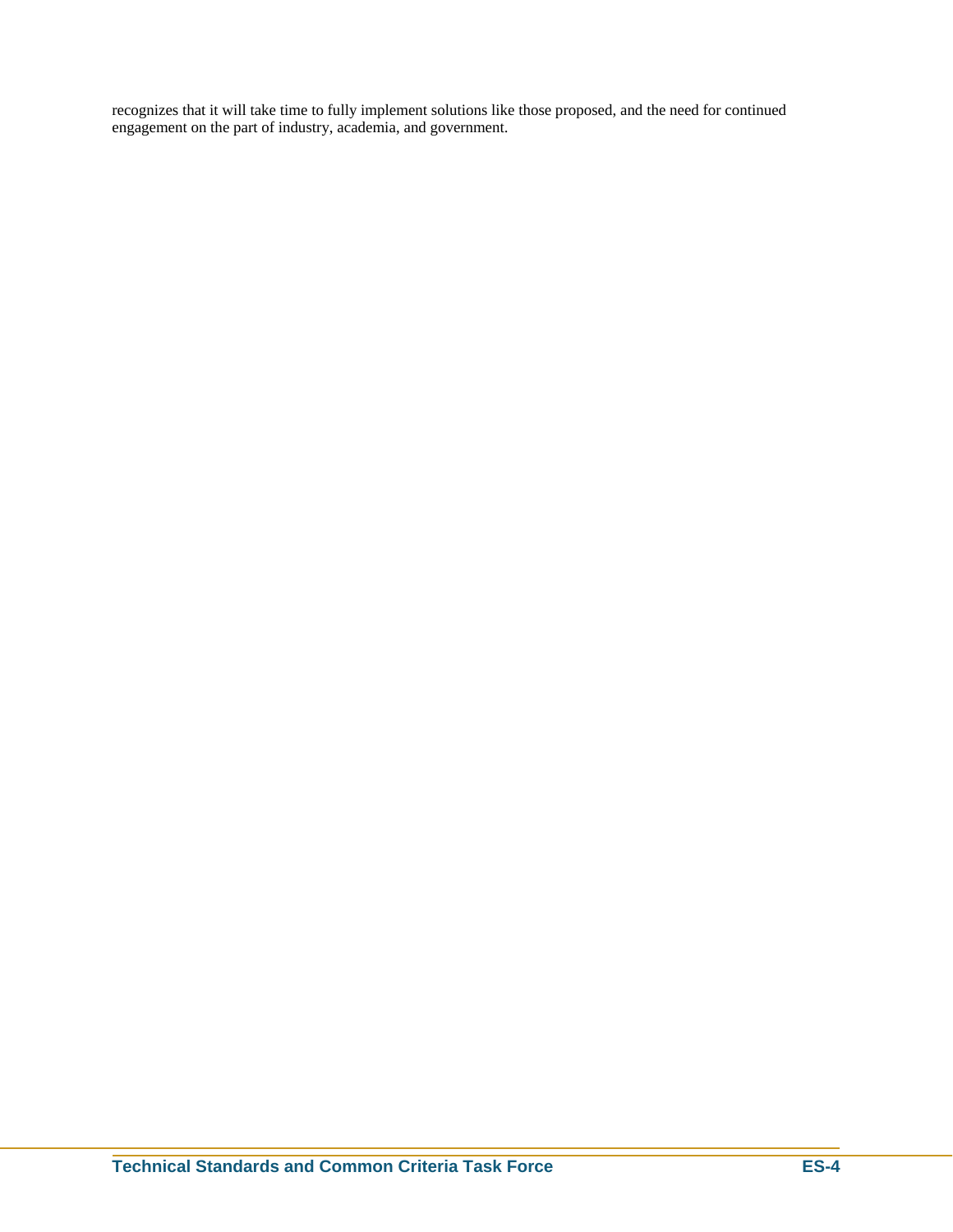recognizes that it will take time to fully implement solutions like those proposed, and the need for continued engagement on the part of industry, academia, and government.